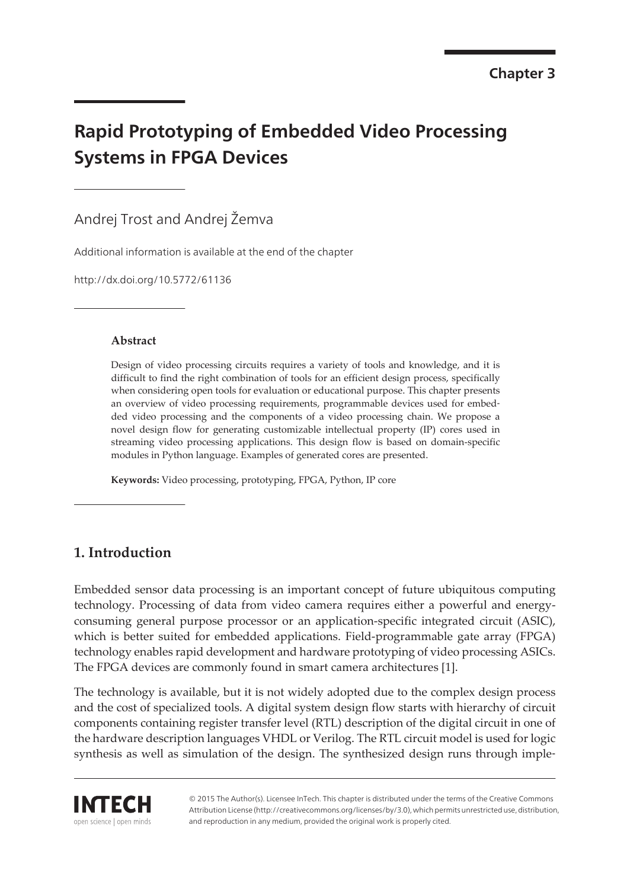Chapter 3

# Rapid Prototyping of Embedded Video Processing Systems in FPGA Devices

Andrej Trost and Andrej Žemva

Additional information is available at the end of the chapter

http://dx.doi.org/10.5772/61136

### Abstract

Design of video processing circuits requires a variety of tools and knowledge, and it is difficult to find the right combination of tools for an efficient design process, specifically when considering open tools for evaluation or educational purpose. This chapter presents an overview of video processing requirements, programmable devices used for embedded video processing and the components of a video processing chain. We propose a novel design flow for generating customizable intellectual property (IP) cores used in streaming video processing applications. This design flow is based on domain-specific modules in Python language. Examples of generated cores are presented.

**Keywords:** Video processing, prototyping, FPGA, Python, IP core

## 1. Introduction

Embedded sensor data processing is an important concept of future ubiquitous computing technology. Processing of data from video camera requires either a powerful and energy-consuming general purpose processor or an application-specific integrated circuit (ASIC), which is better suited for embedded applications. Field-programmable gate array (FPGA) technology enables rapid development and hardware prototyping of video processing ASICs. The FPGA devices are commonly found in smart camera architectures [1].

The technology is available, but it is not widely adopted due to the complex design process and the cost of specialized tools. A digital system design flow starts with hierarchy of circuit components containing register transfer level (RTL) description of the digital circuit in one of the hardware description languages VHDL or Verilog. The RTL circuit model is used for logic synthesis as well as simulation of the design. The synthesized design runs through imple-

© 2015 The Author(s). Licensee InTech. This chapter is distributed under the terms of the Creative Commons Attribution License (http://creativecommons.org/licenses/by/3.0), which permits unrestricted use, distribution, and reproduction in any medium, provided the original work is properly cited.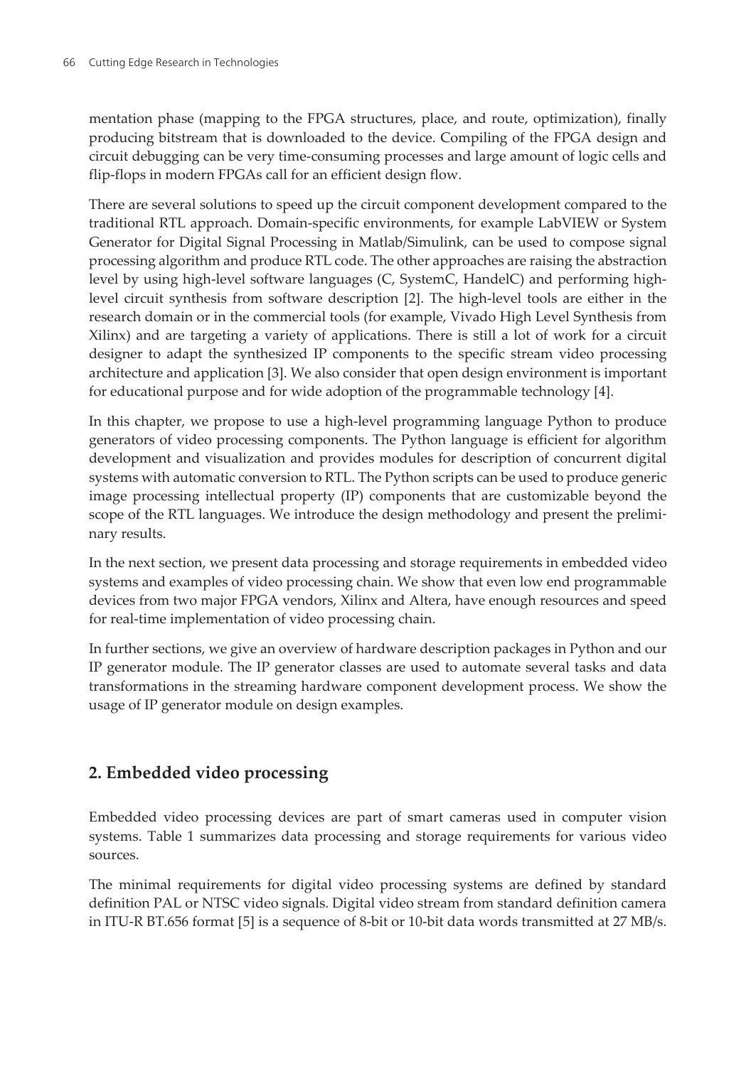mentation phase (mapping to the FPGA structures, place, and route, optimization), finally producing bitstream that is downloaded to the device. Compiling of the FPGA design and circuit debugging can be very time-consuming processes and large amount of logic cells and flip-flops in modern FPGAs call for an efficient design flow.

There are several solutions to speed up the circuit component development compared to the traditional RTL approach. Domain-specific environments, for example LabVIEW or System Generator for Digital Signal Processing in Matlab/Simulink, can be used to compose signal processing algorithm and produce RTL code. The other approaches are raising the abstraction level by using high-level software languages (C, SystemC, HandelC) and performing high-level circuit synthesis from software description [2]. The high-level tools are either in the research domain or in the commercial tools (for example, Vivado High Level Synthesis from Xilinx) and are targeting a variety of applications. There is still a lot of work for a circuit designer to adapt the synthesized IP components to the specific stream video processing architecture and application [3]. We also consider that open design environment is important for educational purpose and for wide adoption of the programmable technology [4].

In this chapter, we propose to use a high-level programming language Python to produce generators of video processing components. The Python language is efficient for algorithm development and visualization and provides modules for description of concurrent digital systems with automatic conversion to RTL. The Python scripts can be used to produce generic image processing intellectual property (IP) components that are customizable beyond the scope of the RTL languages. We introduce the design methodology and present the preliminary results.

In the next section, we present data processing and storage requirements in embedded video systems and examples of video processing chain. We show that even low end programmable devices from two major FPGA vendors, Xilinx and Altera, have enough resources and speed for real-time implementation of video processing chain.

In further sections, we give an overview of hardware description packages in Python and our IP generator module. The IP generator classes are used to automate several tasks and data transformations in the streaming hardware component development process. We show the usage of IP generator module on design examples.

## 2. Embedded video processing

Embedded video processing devices are part of smart cameras used in computer vision systems. Table 1 summarizes data processing and storage requirements for various video sources.

The minimal requirements for digital video processing systems are defined by standard definition PAL or NTSC video signals. Digital video stream from standard definition camera in ITU-R BT.656 format [5] is a sequence of 8-bit or 10-bit data words transmitted at 27 MB/s.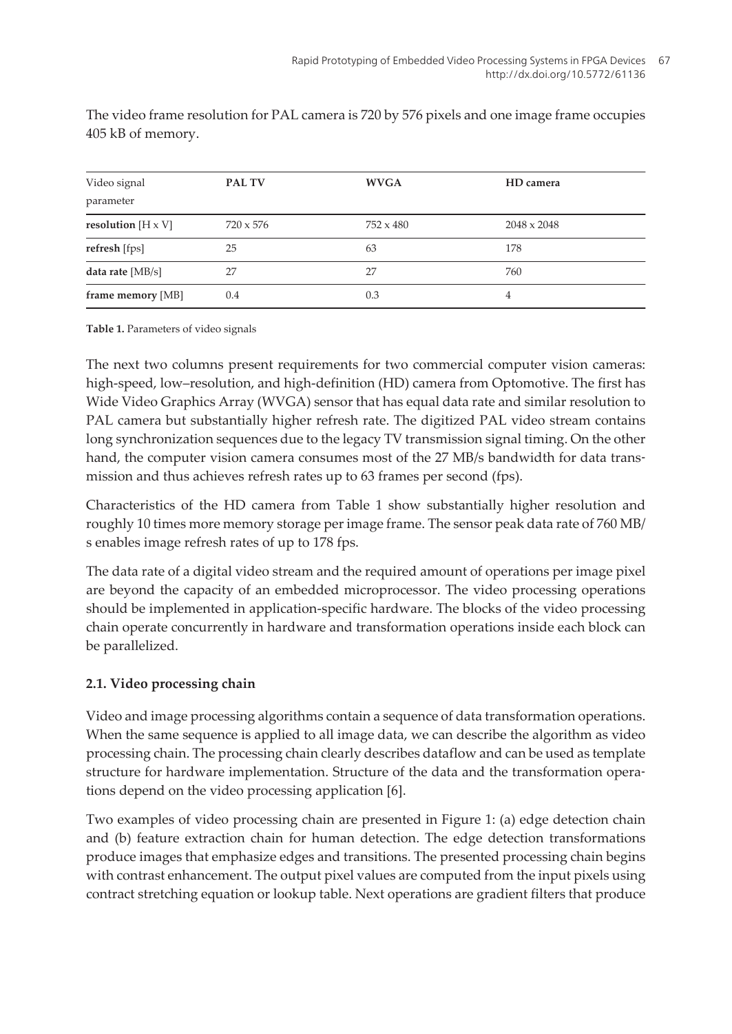The video frame resolution for PAL camera is 720 by 576 pixels and one image frame occupies 405 kB of memory.

| Video signal parameter | PAL TV | WVGA | HD camera |
|---|---|---|---|
| **resolution** [H x V] | 720 x 576 | 752 x 480 | 2048 x 2048 |
| **refresh** [fps] | 25 | 63 | 178 |
| **data rate** [MB/s] | 27 | 27 | 760 |
| **frame memory** [MB] | 0.4 | 0.3 | 4 |

**Table 1.** Parameters of video signals

The next two columns present requirements for two commercial computer vision cameras: high-speed, low–resolution, and high-definition (HD) camera from Optomotive. The first has Wide Video Graphics Array (WVGA) sensor that has equal data rate and similar resolution to PAL camera but substantially higher refresh rate. The digitized PAL video stream contains long synchronization sequences due to the legacy TV transmission signal timing. On the other hand, the computer vision camera consumes most of the 27 MB/s bandwidth for data transmission and thus achieves refresh rates up to 63 frames per second (fps).

Characteristics of the HD camera from Table 1 show substantially higher resolution and roughly 10 times more memory storage per image frame. The sensor peak data rate of 760 MB/s enables image refresh rates of up to 178 fps.

The data rate of a digital video stream and the required amount of operations per image pixel are beyond the capacity of an embedded microprocessor. The video processing operations should be implemented in application-specific hardware. The blocks of the video processing chain operate concurrently in hardware and transformation operations inside each block can be parallelized.

### 2.1. Video processing chain

Video and image processing algorithms contain a sequence of data transformation operations. When the same sequence is applied to all image data, we can describe the algorithm as video processing chain. The processing chain clearly describes dataflow and can be used as template structure for hardware implementation. Structure of the data and the transformation operations depend on the video processing application [6].

Two examples of video processing chain are presented in Figure 1: (a) edge detection chain and (b) feature extraction chain for human detection. The edge detection transformations produce images that emphasize edges and transitions. The presented processing chain begins with contrast enhancement. The output pixel values are computed from the input pixels using contract stretching equation or lookup table. Next operations are gradient filters that produce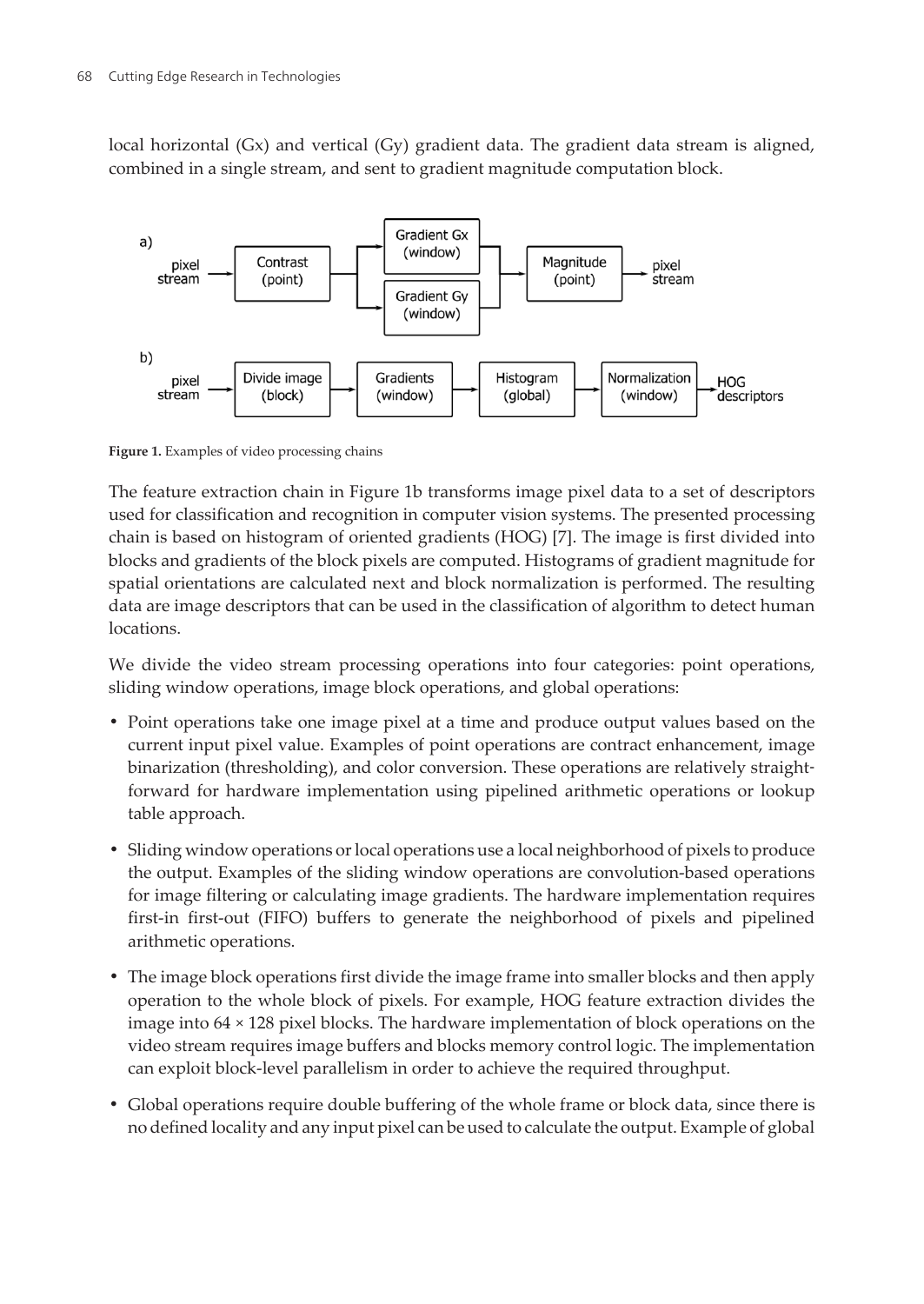local horizontal (Gx) and vertical (Gy) gradient data. The gradient data stream is aligned, combined in a single stream, and sent to gradient magnitude computation block.

**Figure 1.** Examples of video processing chains

The feature extraction chain in Figure 1b transforms image pixel data to a set of descriptors used for classification and recognition in computer vision systems. The presented processing chain is based on histogram of oriented gradients (HOG) [7]. The image is first divided into blocks and gradients of the block pixels are computed. Histograms of gradient magnitude for spatial orientations are calculated next and block normalization is performed. The resulting data are image descriptors that can be used in the classification of algorithm to detect human locations.

We divide the video stream processing operations into four categories: point operations, sliding window operations, image block operations, and global operations:

- Point operations take one image pixel at a time and produce output values based on the current input pixel value. Examples of point operations are contract enhancement, image binarization (thresholding), and color conversion. These operations are relatively straightforward for hardware implementation using pipelined arithmetic operations or lookup table approach.
- Sliding window operations or local operations use a local neighborhood of pixels to produce the output. Examples of the sliding window operations are convolution-based operations for image filtering or calculating image gradients. The hardware implementation requires first-in first-out (FIFO) buffers to generate the neighborhood of pixels and pipelined arithmetic operations.
- The image block operations first divide the image frame into smaller blocks and then apply operation to the whole block of pixels. For example, HOG feature extraction divides the image into 64 × 128 pixel blocks. The hardware implementation of block operations on the video stream requires image buffers and blocks memory control logic. The implementation can exploit block-level parallelism in order to achieve the required throughput.
- Global operations require double buffering of the whole frame or block data, since there is no defined locality and any input pixel can be used to calculate the output. Example of global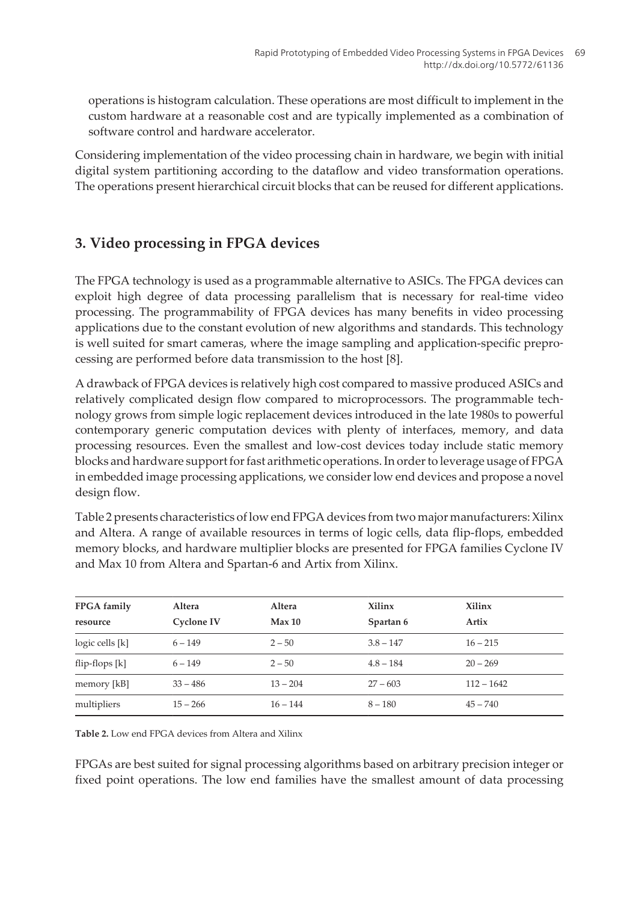operations is histogram calculation. These operations are most difficult to implement in the custom hardware at a reasonable cost and are typically implemented as a combination of software control and hardware accelerator.

Considering implementation of the video processing chain in hardware, we begin with initial digital system partitioning according to the dataflow and video transformation operations. The operations present hierarchical circuit blocks that can be reused for different applications.

## 3. Video processing in FPGA devices

The FPGA technology is used as a programmable alternative to ASICs. The FPGA devices can exploit high degree of data processing parallelism that is necessary for real-time video processing. The programmability of FPGA devices has many benefits in video processing applications due to the constant evolution of new algorithms and standards. This technology is well suited for smart cameras, where the image sampling and application-specific preprocessing are performed before data transmission to the host [8].

A drawback of FPGA devices is relatively high cost compared to massive produced ASICs and relatively complicated design flow compared to microprocessors. The programmable technology grows from simple logic replacement devices introduced in the late 1980s to powerful contemporary generic computation devices with plenty of interfaces, memory, and data processing resources. Even the smallest and low-cost devices today include static memory blocks and hardware support for fast arithmetic operations. In order to leverage usage of FPGA in embedded image processing applications, we consider low end devices and propose a novel design flow.

Table 2 presents characteristics of low end FPGA devices from two major manufacturers: Xilinx and Altera. A range of available resources in terms of logic cells, data flip-flops, embedded memory blocks, and hardware multiplier blocks are presented for FPGA families Cyclone IV and Max 10 from Altera and Spartan-6 and Artix from Xilinx.

| **FPGA family** **resource** | **Altera** **Cyclone IV** | **Altera** **Max 10** | **Xilinx** **Spartan 6** | **Xilinx** **Artix** |
|---|---|---|---|---|
| logic cells [k] | 6 – 149 | 2 – 50 | 3.8 – 147 | 16 – 215 |
| flip-flops [k] | 6 – 149 | 2 – 50 | 4.8 – 184 | 20 – 269 |
| memory [kB] | 33 – 486 | 13 – 204 | 27 – 603 | 112 – 1642 |
| multipliers | 15 – 266 | 16 – 144 | 8 – 180 | 45 – 740 |

**Table 2.** Low end FPGA devices from Altera and Xilinx

FPGAs are best suited for signal processing algorithms based on arbitrary precision integer or fixed point operations. The low end families have the smallest amount of data processing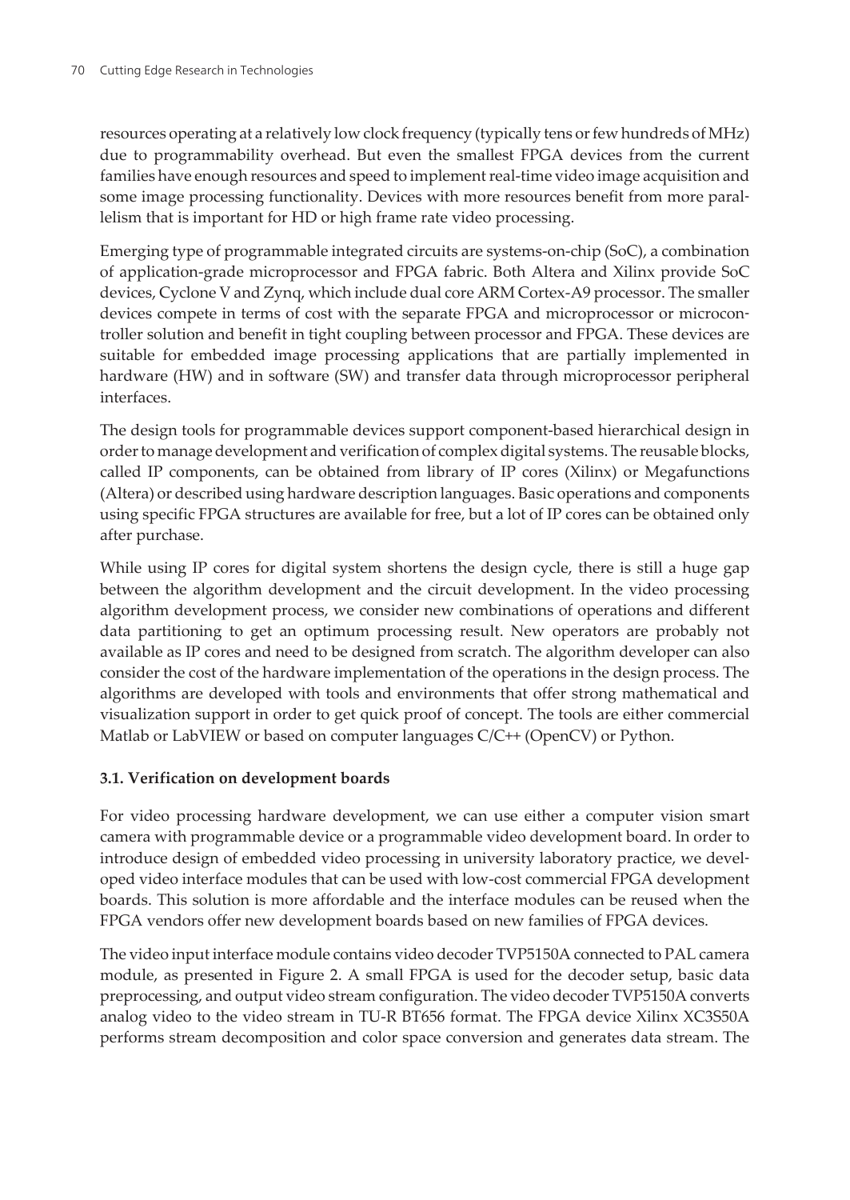resources operating at a relatively low clock frequency (typically tens or few hundreds of MHz) due to programmability overhead. But even the smallest FPGA devices from the current families have enough resources and speed to implement real-time video image acquisition and some image processing functionality. Devices with more resources benefit from more parallelism that is important for HD or high frame rate video processing.

Emerging type of programmable integrated circuits are systems-on-chip (SoC), a combination of application-grade microprocessor and FPGA fabric. Both Altera and Xilinx provide SoC devices, Cyclone V and Zynq, which include dual core ARM Cortex-A9 processor. The smaller devices compete in terms of cost with the separate FPGA and microprocessor or microcontroller solution and benefit in tight coupling between processor and FPGA. These devices are suitable for embedded image processing applications that are partially implemented in hardware (HW) and in software (SW) and transfer data through microprocessor peripheral interfaces.

The design tools for programmable devices support component-based hierarchical design in order to manage development and verification of complex digital systems. The reusable blocks, called IP components, can be obtained from library of IP cores (Xilinx) or Megafunctions (Altera) or described using hardware description languages. Basic operations and components using specific FPGA structures are available for free, but a lot of IP cores can be obtained only after purchase.

While using IP cores for digital system shortens the design cycle, there is still a huge gap between the algorithm development and the circuit development. In the video processing algorithm development process, we consider new combinations of operations and different data partitioning to get an optimum processing result. New operators are probably not available as IP cores and need to be designed from scratch. The algorithm developer can also consider the cost of the hardware implementation of the operations in the design process. The algorithms are developed with tools and environments that offer strong mathematical and visualization support in order to get quick proof of concept. The tools are either commercial Matlab or LabVIEW or based on computer languages C/C++ (OpenCV) or Python.

### 3.1. Verification on development boards

For video processing hardware development, we can use either a computer vision smart camera with programmable device or a programmable video development board. In order to introduce design of embedded video processing in university laboratory practice, we developed video interface modules that can be used with low-cost commercial FPGA development boards. This solution is more affordable and the interface modules can be reused when the FPGA vendors offer new development boards based on new families of FPGA devices.

The video input interface module contains video decoder TVP5150A connected to PAL camera module, as presented in Figure 2. A small FPGA is used for the decoder setup, basic data preprocessing, and output video stream configuration. The video decoder TVP5150A converts analog video to the video stream in TU-R BT656 format. The FPGA device Xilinx XC3S50A performs stream decomposition and color space conversion and generates data stream. The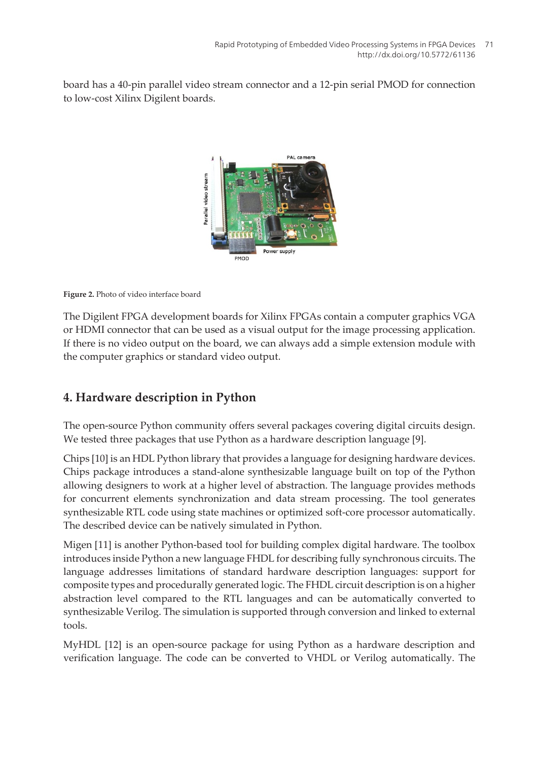board has a 40-pin parallel video stream connector and a 12-pin serial PMOD for connection to low-cost Xilinx Digilent boards.

**Figure 2.** Photo of video interface board

The Digilent FPGA development boards for Xilinx FPGAs contain a computer graphics VGA or HDMI connector that can be used as a visual output for the image processing application. If there is no video output on the board, we can always add a simple extension module with the computer graphics or standard video output.

## 4. Hardware description in Python

The open-source Python community offers several packages covering digital circuits design. We tested three packages that use Python as a hardware description language [9].

Chips [10] is an HDL Python library that provides a language for designing hardware devices. Chips package introduces a stand-alone synthesizable language built on top of the Python allowing designers to work at a higher level of abstraction. The language provides methods for concurrent elements synchronization and data stream processing. The tool generates synthesizable RTL code using state machines or optimized soft-core processor automatically. The described device can be natively simulated in Python.

Migen [11] is another Python-based tool for building complex digital hardware. The toolbox introduces inside Python a new language FHDL for describing fully synchronous circuits. The language addresses limitations of standard hardware description languages: support for composite types and procedurally generated logic. The FHDL circuit description is on a higher abstraction level compared to the RTL languages and can be automatically converted to synthesizable Verilog. The simulation is supported through conversion and linked to external tools.

MyHDL [12] is an open-source package for using Python as a hardware description and verification language. The code can be converted to VHDL or Verilog automatically. The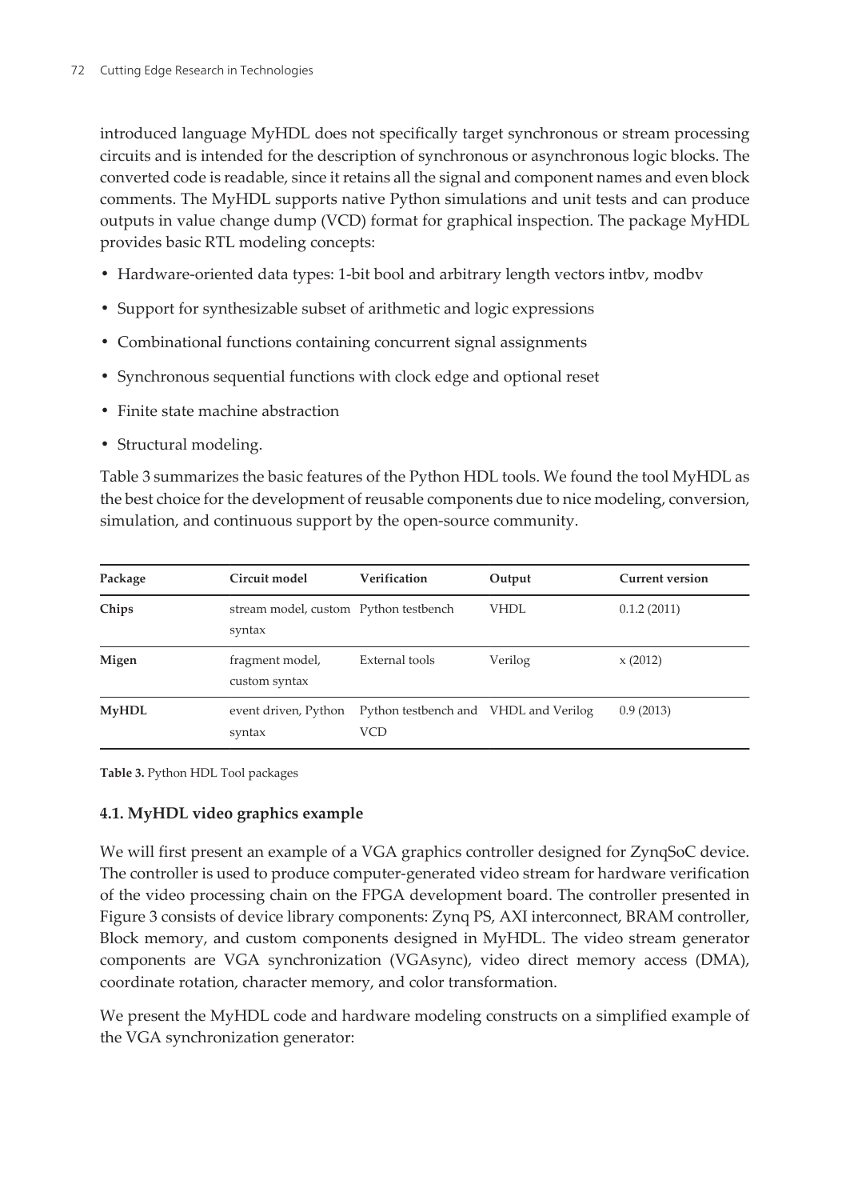introduced language MyHDL does not specifically target synchronous or stream processing circuits and is intended for the description of synchronous or asynchronous logic blocks. The converted code is readable, since it retains all the signal and component names and even block comments. The MyHDL supports native Python simulations and unit tests and can produce outputs in value change dump (VCD) format for graphical inspection. The package MyHDL provides basic RTL modeling concepts:

- Hardware-oriented data types: 1-bit bool and arbitrary length vectors intbv, modbv
- Support for synthesizable subset of arithmetic and logic expressions
- Combinational functions containing concurrent signal assignments
- Synchronous sequential functions with clock edge and optional reset
- Finite state machine abstraction
- Structural modeling.

Table 3 summarizes the basic features of the Python HDL tools. We found the tool MyHDL as the best choice for the development of reusable components due to nice modeling, conversion, simulation, and continuous support by the open-source community.

| Package | Circuit model | Verification | Output | Current version |
| --- | --- | --- | --- | --- |
| **Chips** | stream model, custom syntax | Python testbench | VHDL | 0.1.2 (2011) |
| **Migen** | fragment model, custom syntax | External tools | Verilog | x (2012) |
| **MyHDL** | event driven, Python syntax | Python testbench and VCD | VHDL and Verilog | 0.9 (2013) |

**Table 3.** Python HDL Tool packages

### 4.1. MyHDL video graphics example

We will first present an example of a VGA graphics controller designed for ZynqSoC device. The controller is used to produce computer-generated video stream for hardware verification of the video processing chain on the FPGA development board. The controller presented in Figure 3 consists of device library components: Zynq PS, AXI interconnect, BRAM controller, Block memory, and custom components designed in MyHDL. The video stream generator components are VGA synchronization (VGAsync), video direct memory access (DMA), coordinate rotation, character memory, and color transformation.

We present the MyHDL code and hardware modeling constructs on a simplified example of the VGA synchronization generator: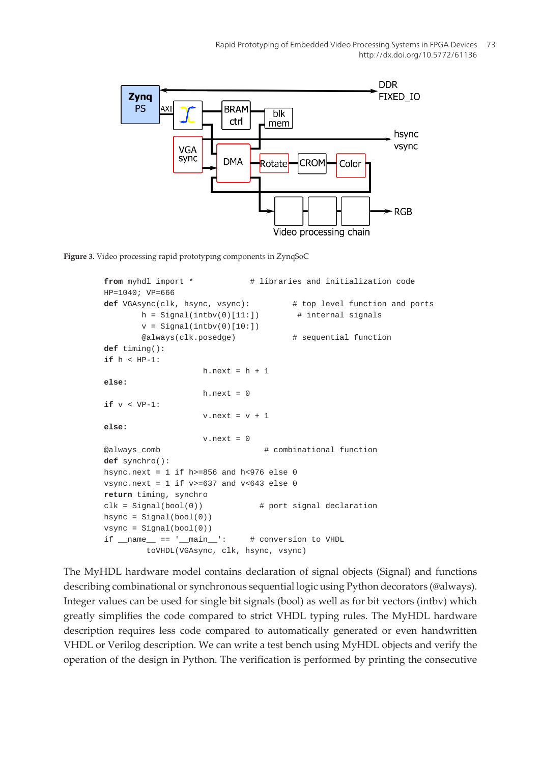**Figure 3.** Video processing rapid prototyping components in ZynqSoC

```
from myhdl import *             # libraries and initialization code
HP=1040; VP=666
def VGAsync(clk, hsync, vsync):          # top level function and ports
        h = Signal(intbv(0)[11:])         # internal signals
        v = Signal(intbv(0)[10:])
        @always(clk.posedge)             # sequential function
def timing():
if h < HP-1:
                     h.next = h + 1
else:
                     h.next = 0
if v < VP-1:
                     v.next = v + 1
else:
                     v.next = 0
@always_comb                         # combinational function
def synchro():
hsync.next = 1 if h>=856 and h<976 else 0
vsync.next = 1 if v>=637 and v<643 else 0
return timing, synchro
clk = Signal(bool(0))               # port signal declaration
hsync = Signal(bool(0))
vsync = Signal(bool(0))
if __name__ == '__main__':      # conversion to VHDL
         toVHDL(VGAsync, clk, hsync, vsync)
```

The MyHDL hardware model contains declaration of signal objects (Signal) and functions describing combinational or synchronous sequential logic using Python decorators (@always). Integer values can be used for single bit signals (bool) as well as for bit vectors (intbv) which greatly simplifies the code compared to strict VHDL typing rules. The MyHDL hardware description requires less code compared to automatically generated or even handwritten VHDL or Verilog description. We can write a test bench using MyHDL objects and verify the operation of the design in Python. The verification is performed by printing the consecutive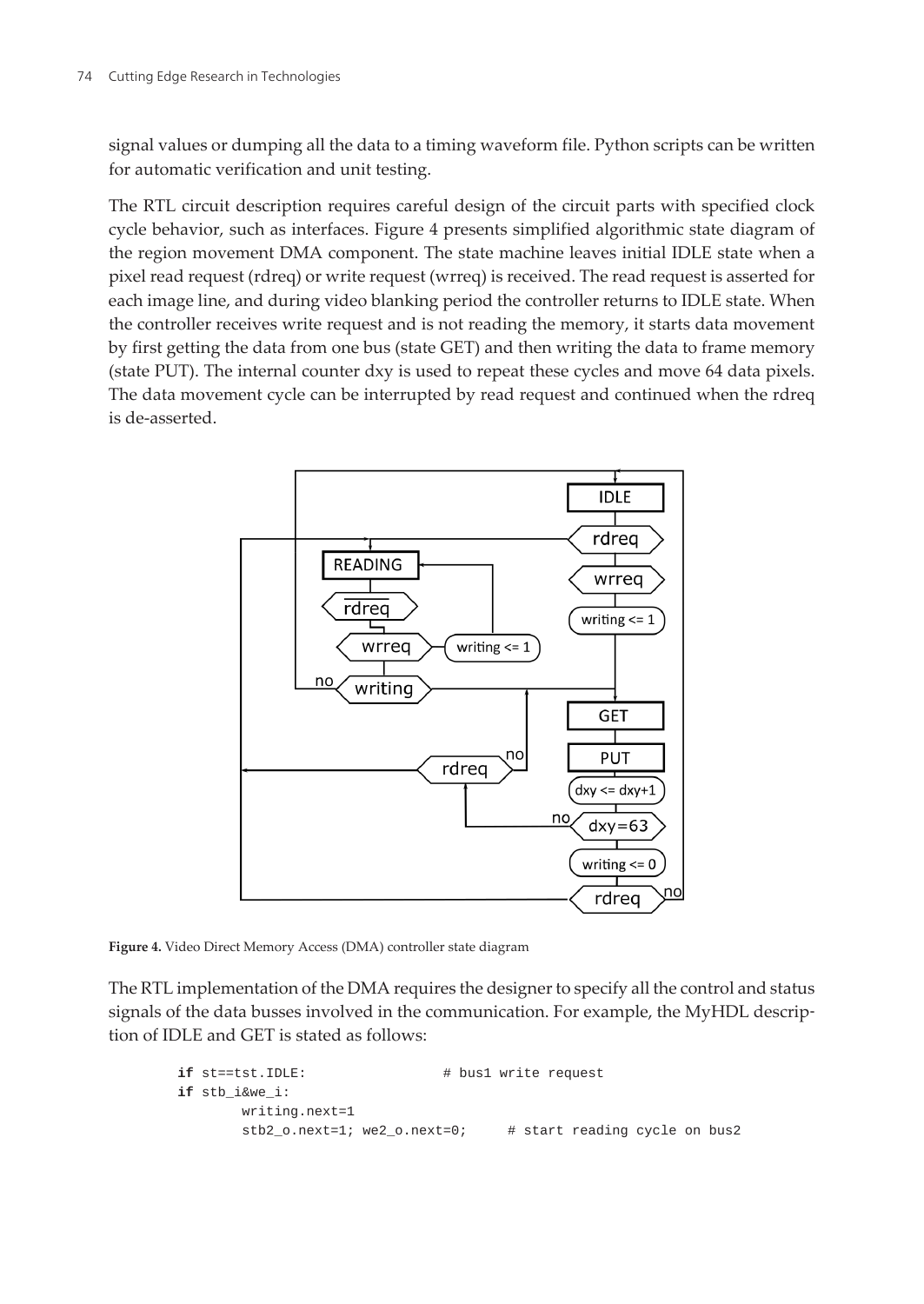signal values or dumping all the data to a timing waveform file. Python scripts can be written for automatic verification and unit testing.

The RTL circuit description requires careful design of the circuit parts with specified clock cycle behavior, such as interfaces. Figure 4 presents simplified algorithmic state diagram of the region movement DMA component. The state machine leaves initial IDLE state when a pixel read request (rdreq) or write request (wrreq) is received. The read request is asserted for each image line, and during video blanking period the controller returns to IDLE state. When the controller receives write request and is not reading the memory, it starts data movement by first getting the data from one bus (state GET) and then writing the data to frame memory (state PUT). The internal counter dxy is used to repeat these cycles and move 64 data pixels. The data movement cycle can be interrupted by read request and continued when the rdreq is de-asserted.

**Figure 4.** Video Direct Memory Access (DMA) controller state diagram

The RTL implementation of the DMA requires the designer to specify all the control and status signals of the data busses involved in the communication. For example, the MyHDL description of IDLE and GET is stated as follows:

```
if st==tst.IDLE:                # bus1 write request
if stb_i&we_i:
        writing.next=1
        stb2_o.next=1; we2_o.next=0;     # start reading cycle on bus2
```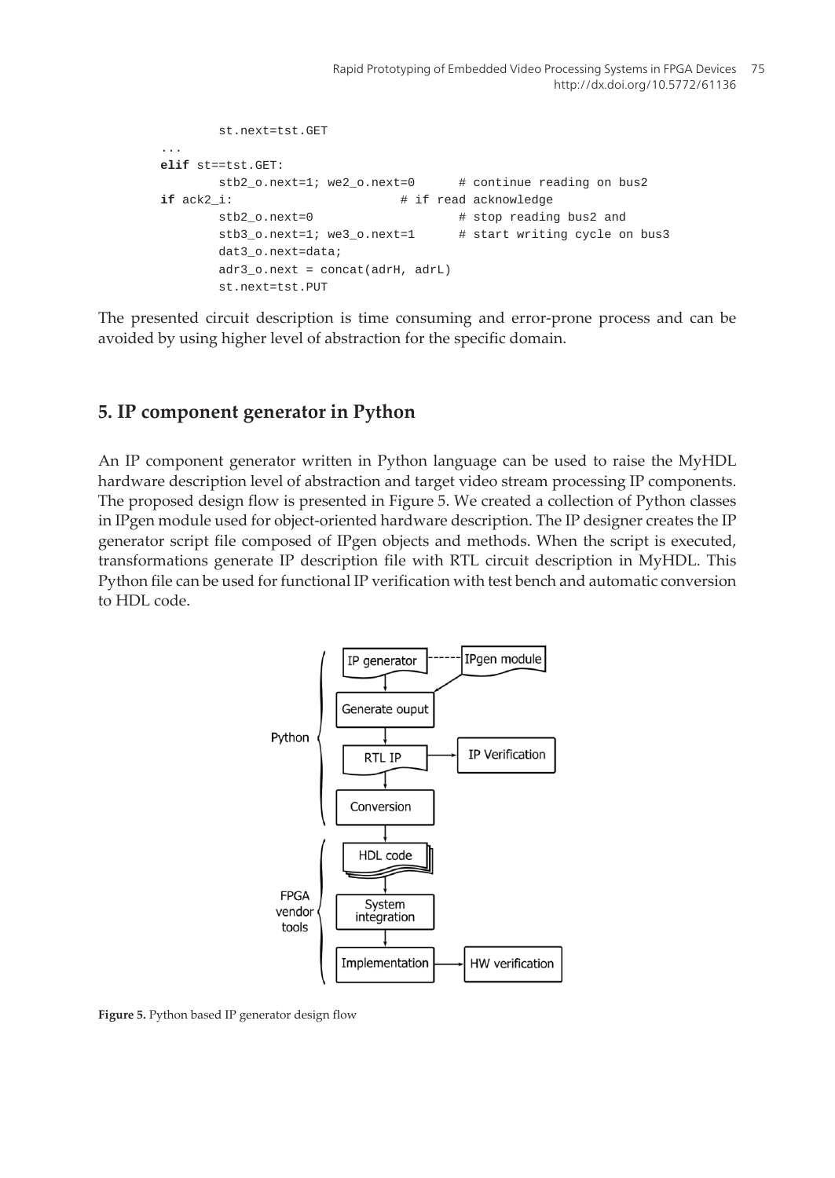```
        st.next=tst.GET
...
elif st==tst.GET:
        stb2_o.next=1; we2_o.next=0      # continue reading on bus2
if ack2_i:                        # if read acknowledge
        stb2_o.next=0                    # stop reading bus2 and
        stb3_o.next=1; we3_o.next=1      # start writing cycle on bus3
        dat3_o.next=data;
        adr3_o.next = concat(adrH, adrL)
        st.next=tst.PUT
```

The presented circuit description is time consuming and error-prone process and can be avoided by using higher level of abstraction for the specific domain.

## 5. IP component generator in Python

An IP component generator written in Python language can be used to raise the MyHDL hardware description level of abstraction and target video stream processing IP components. The proposed design flow is presented in Figure 5. We created a collection of Python classes in IPgen module used for object-oriented hardware description. The IP designer creates the IP generator script file composed of IPgen objects and methods. When the script is executed, transformations generate IP description file with RTL circuit description in MyHDL. This Python file can be used for functional IP verification with test bench and automatic conversion to HDL code.

**Figure 5.** Python based IP generator design flow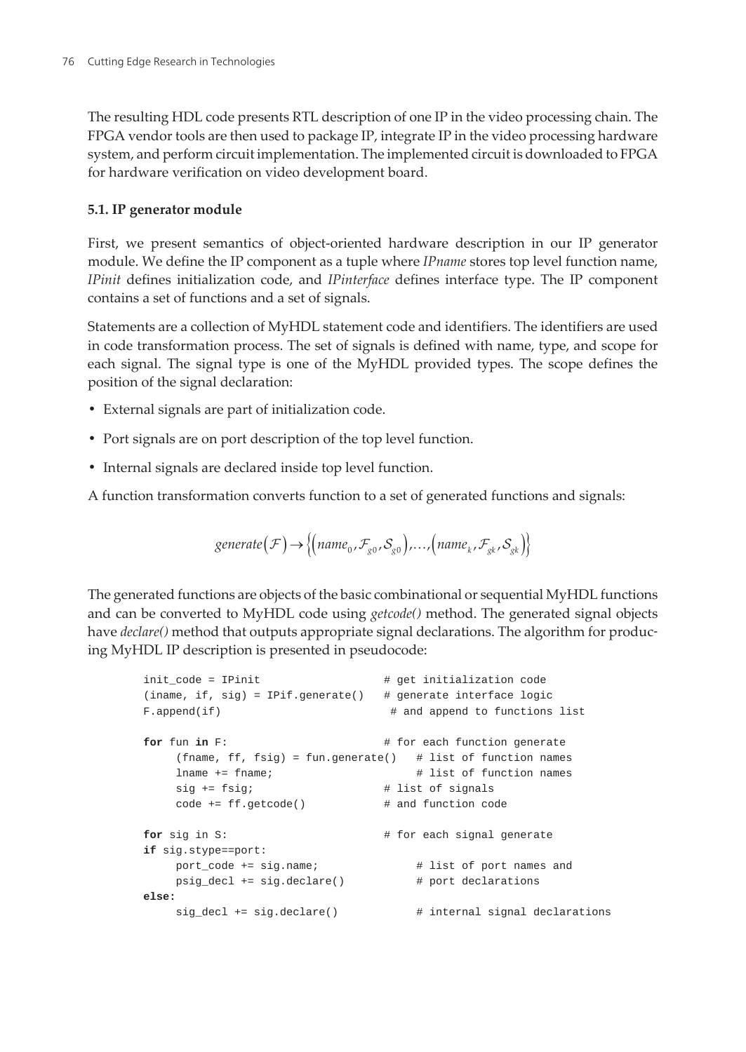The resulting HDL code presents RTL description of one IP in the video processing chain. The FPGA vendor tools are then used to package IP, integrate IP in the video processing hardware system, and perform circuit implementation. The implemented circuit is downloaded to FPGA for hardware verification on video development board.

### 5.1. IP generator module

First, we present semantics of object-oriented hardware description in our IP generator module. We define the IP component as a tuple where *IPname* stores top level function name, *IPinit* defines initialization code, and *IPinterface* defines interface type. The IP component contains a set of functions and a set of signals.

Statements are a collection of MyHDL statement code and identifiers. The identifiers are used in code transformation process. The set of signals is defined with name, type, and scope for each signal. The signal type is one of the MyHDL provided types. The scope defines the position of the signal declaration:

- External signals are part of initialization code.
- Port signals are on port description of the top level function.
- Internal signals are declared inside top level function.

A function transformation converts function to a set of generated functions and signals:

$$generate(\mathcal{F}) \rightarrow \left\{ \left(name_0, \mathcal{F}_{g0}, \mathcal{S}_{g0}\right), \ldots, \left(name_k, \mathcal{F}_{gk}, \mathcal{S}_{gk}\right) \right\}$$

The generated functions are objects of the basic combinational or sequential MyHDL functions and can be converted to MyHDL code using *getcode()* method. The generated signal objects have *declare()* method that outputs appropriate signal declarations. The algorithm for producing MyHDL IP description is presented in pseudocode:

```
init_code = IPinit                   # get initialization code
(iname, if, sig) = IPif.generate()   # generate interface logic
F.append(if)                          # and append to functions list

for fun in F:                        # for each function generate
     (fname, ff, fsig) = fun.generate()   # list of function names
     lname += fname;                      # list of function names
     sig += fsig;                    # list of signals
     code += ff.getcode()            # and function code

for sig in S:                        # for each signal generate
if sig.stype==port:
     port_code += sig.name;               # list of port names and
     psig_decl += sig.declare()           # port declarations
else:
     sig_decl += sig.declare()            # internal signal declarations
```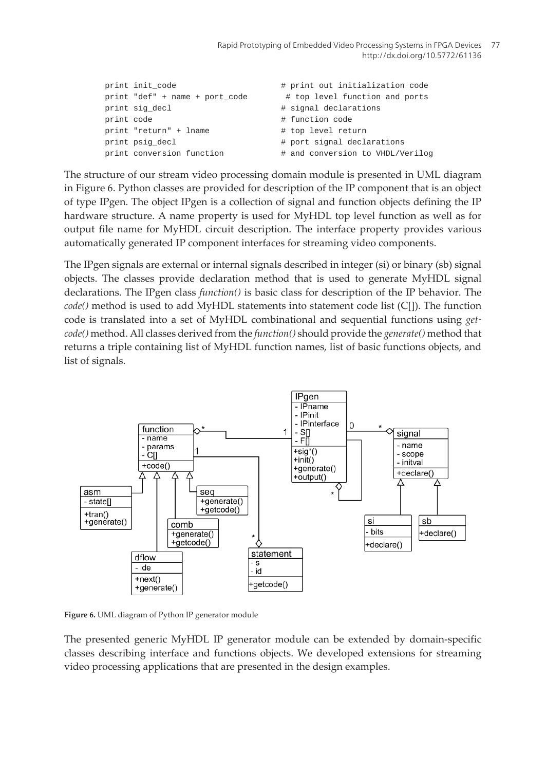```
print init_code                     # print out initialization code
print "def" + name + port_code       # top level function and ports
print sig_decl                      # signal declarations
print code                          # function code
print "return" + lname              # top level return
print psig_decl                     # port signal declarations
print conversion function           # and conversion to VHDL/Verilog
```

The structure of our stream video processing domain module is presented in UML diagram in Figure 6. Python classes are provided for description of the IP component that is an object of type IPgen. The object IPgen is a collection of signal and function objects defining the IP hardware structure. A name property is used for MyHDL top level function as well as for output file name for MyHDL circuit description. The interface property provides various automatically generated IP component interfaces for streaming video components.

The IPgen signals are external or internal signals described in integer (si) or binary (sb) signal objects. The classes provide declaration method that is used to generate MyHDL signal declarations. The IPgen class *function()* is basic class for description of the IP behavior. The *code()* method is used to add MyHDL statements into statement code list (C[]). The function code is translated into a set of MyHDL combinational and sequential functions using *getcode()* method. All classes derived from the *function()* should provide the *generate()* method that returns a triple containing list of MyHDL function names, list of basic functions objects, and list of signals.

**Figure 6.** UML diagram of Python IP generator module

The presented generic MyHDL IP generator module can be extended by domain-specific classes describing interface and functions objects. We developed extensions for streaming video processing applications that are presented in the design examples.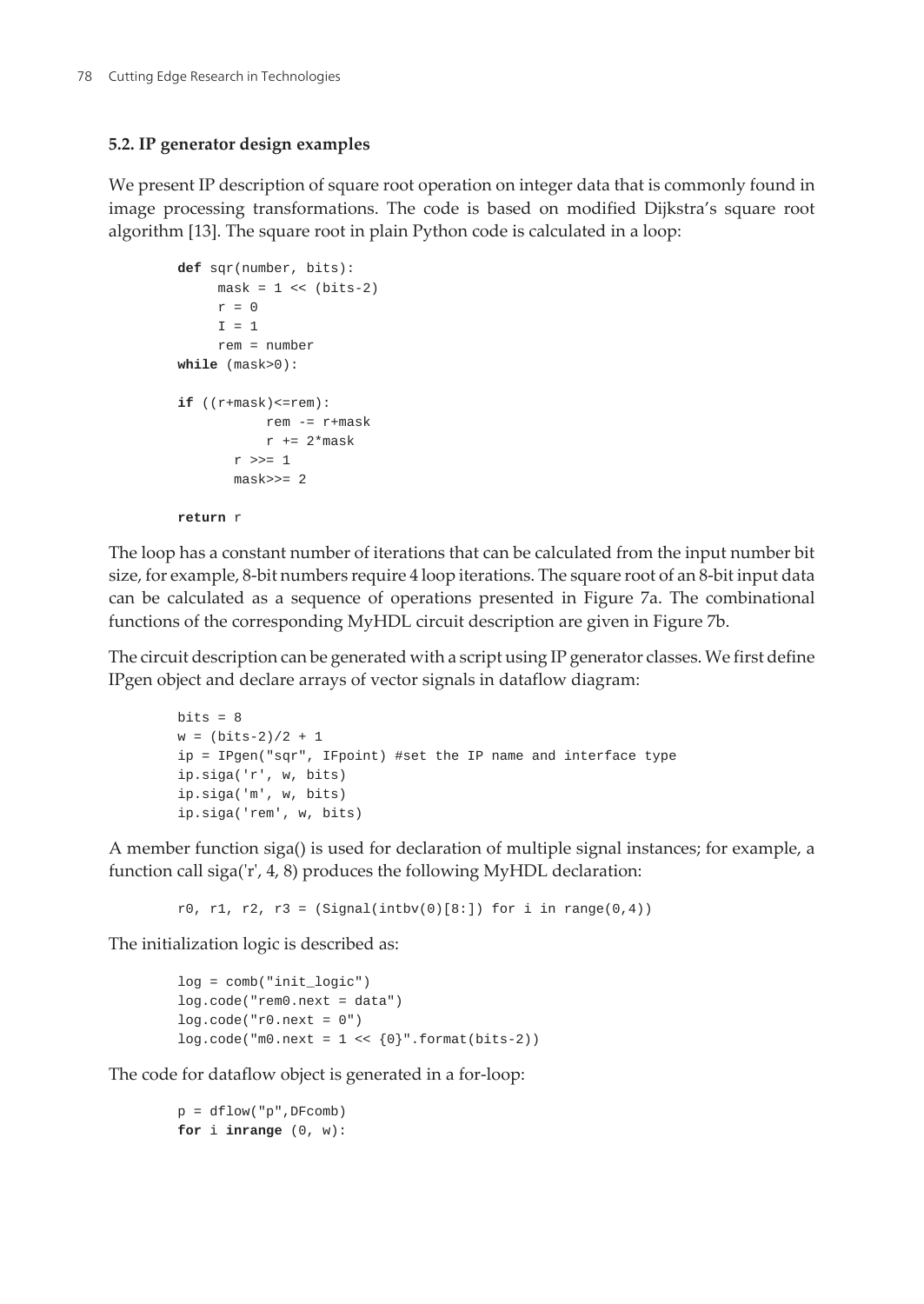### 5.2. IP generator design examples

We present IP description of square root operation on integer data that is commonly found in image processing transformations. The code is based on modified Dijkstra's square root algorithm [13]. The square root in plain Python code is calculated in a loop:

```
def sqr(number, bits):
     mask = 1 << (bits-2)
     r = 0
     I = 1
     rem = number
while (mask>0):

if ((r+mask)<=rem):
           rem -= r+mask
           r += 2*mask
       r >>= 1
       mask>>= 2

return r
```

The loop has a constant number of iterations that can be calculated from the input number bit size, for example, 8-bit numbers require 4 loop iterations. The square root of an 8-bit input data can be calculated as a sequence of operations presented in Figure 7a. The combinational functions of the corresponding MyHDL circuit description are given in Figure 7b.

The circuit description can be generated with a script using IP generator classes. We first define IPgen object and declare arrays of vector signals in dataflow diagram:

```
bits = 8
w = (bits-2)/2 + 1
ip = IPgen("sqr", IFpoint) #set the IP name and interface type
ip.siga('r', w, bits)
ip.siga('m', w, bits)
ip.siga('rem', w, bits)
```

A member function siga() is used for declaration of multiple signal instances; for example, a function call siga('r', 4, 8) produces the following MyHDL declaration:

```
r0, r1, r2, r3 = (Signal(intbv(0)[8:]) for i in range(0,4))
```

The initialization logic is described as:

```
log = comb("init_logic")
log.code("rem0.next = data")
log.code("r0.next = 0")
log.code("m0.next = 1 << {0}".format(bits-2))
```

The code for dataflow object is generated in a for-loop:

```
p = dflow("p",DFcomb)
for i inrange (0, w):
```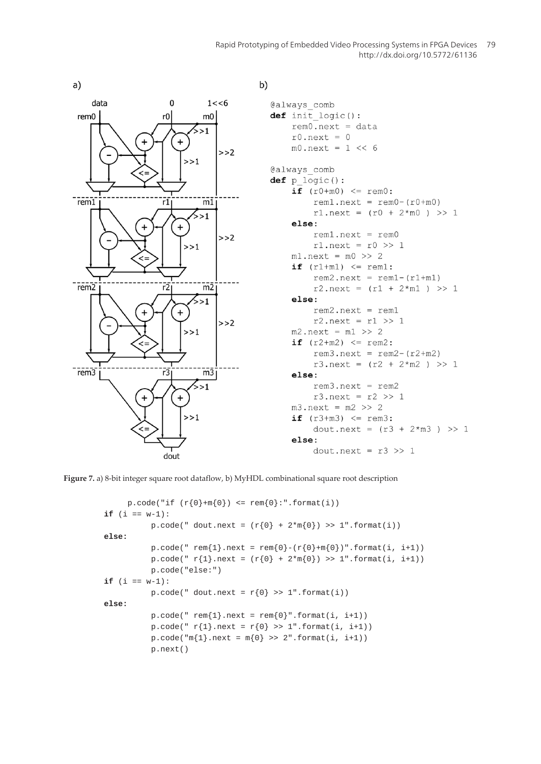a)

b)

```python
@always_comb
def init_logic():
    rem0.next = data
    r0.next = 0
    m0.next = 1 << 6

@always_comb
def p_logic():
    if (r0+m0) <= rem0:
        rem1.next = rem0-(r0+m0)
        r1.next = (r0 + 2*m0 ) >> 1
    else:
        rem1.next = rem0
        r1.next = r0 >> 1
    m1.next = m0 >> 2
    if (r1+m1) <= rem1:
        rem2.next = rem1-(r1+m1)
        r2.next = (r1 + 2*m1 ) >> 1
    else:
        rem2.next = rem1
        r2.next = r1 >> 1
    m2.next = m1 >> 2
    if (r2+m2) <= rem2:
        rem3.next = rem2-(r2+m2)
        r3.next = (r2 + 2*m2 ) >> 1
    else:
        rem3.next = rem2
        r3.next = r2 >> 1
    m3.next = m2 >> 2
    if (r3+m3) <= rem3:
        dout.next = (r3 + 2*m3 ) >> 1
    else:
        dout.next = r3 >> 1
```

**Figure 7.** a) 8-bit integer square root dataflow, b) MyHDL combinational square root description

```python
    p.code("if (r{0}+m{0}) <= rem{0}:".format(i))
if (i == w-1):
        p.code(" dout.next = (r{0} + 2*m{0}) >> 1".format(i))
else:
        p.code(" rem{1}.next = rem{0}-(r{0}+m{0})".format(i, i+1))
        p.code(" r{1}.next = (r{0} + 2*m{0}) >> 1".format(i, i+1))
        p.code("else:")
if (i == w-1):
        p.code(" dout.next = r{0} >> 1".format(i))
else:
        p.code(" rem{1}.next = rem{0}".format(i, i+1))
        p.code(" r{1}.next = r{0} >> 1".format(i, i+1))
        p.code("m{1}.next = m{0} >> 2".format(i, i+1))
        p.next()
```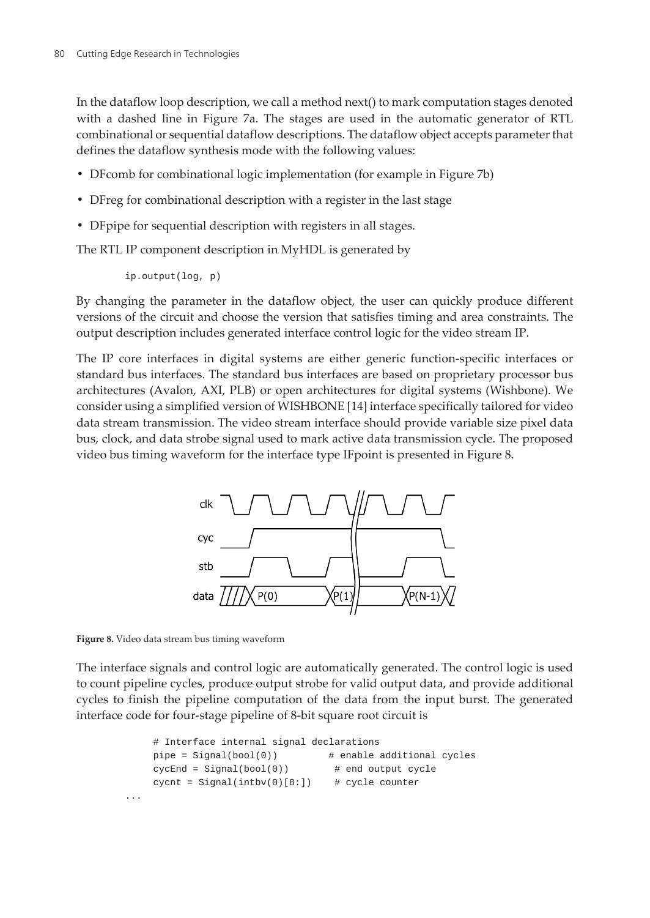In the dataflow loop description, we call a method next() to mark computation stages denoted with a dashed line in Figure 7a. The stages are used in the automatic generator of RTL combinational or sequential dataflow descriptions. The dataflow object accepts parameter that defines the dataflow synthesis mode with the following values:

- DFcomb for combinational logic implementation (for example in Figure 7b)
- DFreg for combinational description with a register in the last stage
- DFpipe for sequential description with registers in all stages.

The RTL IP component description in MyHDL is generated by

```
ip.output(log, p)
```

By changing the parameter in the dataflow object, the user can quickly produce different versions of the circuit and choose the version that satisfies timing and area constraints. The output description includes generated interface control logic for the video stream IP.

The IP core interfaces in digital systems are either generic function-specific interfaces or standard bus interfaces. The standard bus interfaces are based on proprietary processor bus architectures (Avalon, AXI, PLB) or open architectures for digital systems (Wishbone). We consider using a simplified version of WISHBONE [14] interface specifically tailored for video data stream transmission. The video stream interface should provide variable size pixel data bus, clock, and data strobe signal used to mark active data transmission cycle. The proposed video bus timing waveform for the interface type IFpoint is presented in Figure 8.

**Figure 8.** Video data stream bus timing waveform

The interface signals and control logic are automatically generated. The control logic is used to count pipeline cycles, produce output strobe for valid output data, and provide additional cycles to finish the pipeline computation of the data from the input burst. The generated interface code for four-stage pipeline of 8-bit square root circuit is

```
    # Interface internal signal declarations
    pipe = Signal(bool(0))          # enable additional cycles
    cycEnd = Signal(bool(0))         # end output cycle
    cycnt = Signal(intbv(0)[8:])     # cycle counter
...
```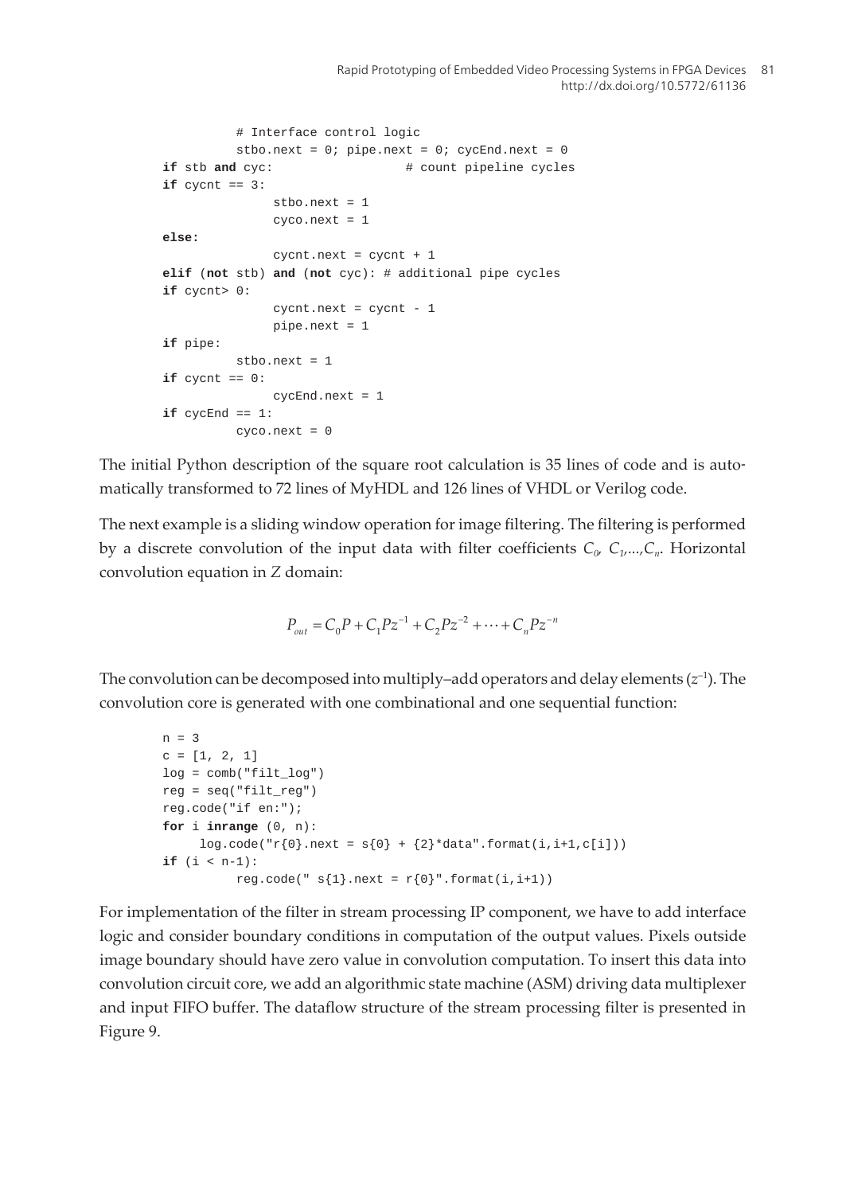```
        # Interface control logic
        stbo.next = 0; pipe.next = 0; cycEnd.next = 0
if stb and cyc:                  # count pipeline cycles
if cycnt == 3:
            stbo.next = 1
            cyco.next = 1
else:
            cycnt.next = cycnt + 1
elif (not stb) and (not cyc): # additional pipe cycles
if cycnt> 0:
            cycnt.next = cycnt - 1
            pipe.next = 1
if pipe:
        stbo.next = 1
if cycnt == 0:
            cycEnd.next = 1
if cycEnd == 1:
        cyco.next = 0
```

The initial Python description of the square root calculation is 35 lines of code and is automatically transformed to 72 lines of MyHDL and 126 lines of VHDL or Verilog code.

The next example is a sliding window operation for image filtering. The filtering is performed by a discrete convolution of the input data with filter coefficients $C_0, C_1, \ldots, C_n$. Horizontal convolution equation in $Z$ domain:

$$P_{out} = C_0 P + C_1 P z^{-1} + C_2 P z^{-2} + \cdots + C_n P z^{-n}$$

The convolution can be decomposed into multiply–add operators and delay elements ($z^{-1}$). The convolution core is generated with one combinational and one sequential function:

```
n = 3
c = [1, 2, 1]
log = comb("filt_log")
reg = seq("filt_reg")
reg.code("if en:");
for i inrange (0, n):
    log.code("r{0}.next = s{0} + {2}*data".format(i,i+1,c[i]))
if (i < n-1):
        reg.code(" s{1}.next = r{0}".format(i,i+1))
```

For implementation of the filter in stream processing IP component, we have to add interface logic and consider boundary conditions in computation of the output values. Pixels outside image boundary should have zero value in convolution computation. To insert this data into convolution circuit core, we add an algorithmic state machine (ASM) driving data multiplexer and input FIFO buffer. The dataflow structure of the stream processing filter is presented in Figure 9.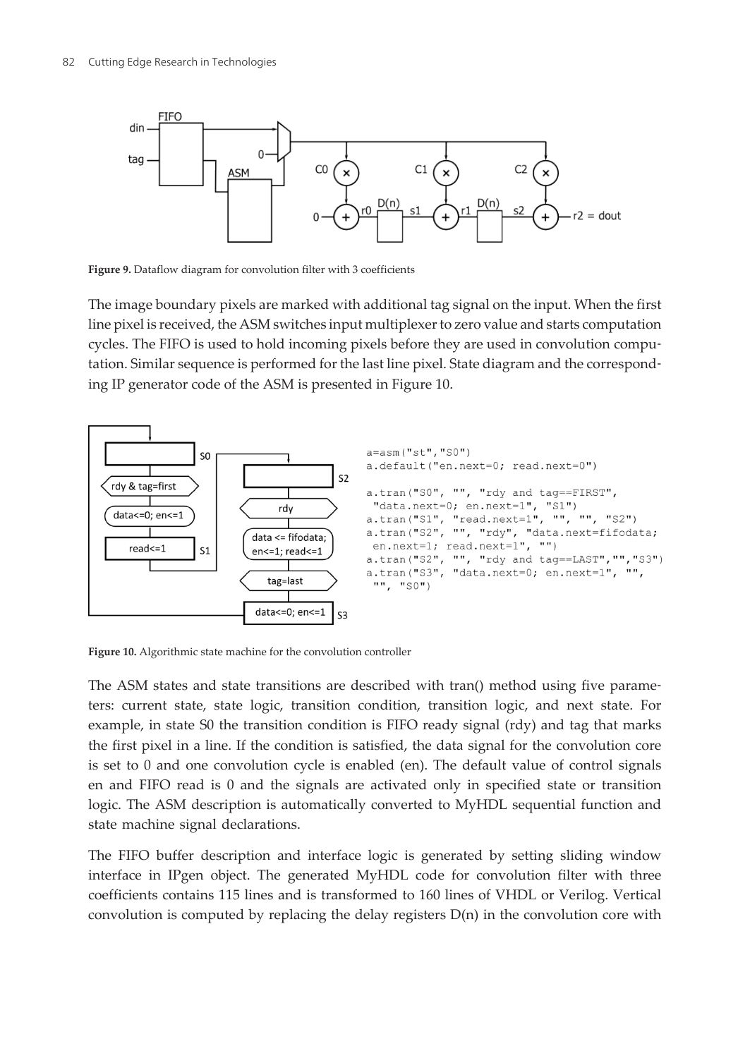**Figure 9.** Dataflow diagram for convolution filter with 3 coefficients

The image boundary pixels are marked with additional tag signal on the input. When the first line pixel is received, the ASM switches input multiplexer to zero value and starts computation cycles. The FIFO is used to hold incoming pixels before they are used in convolution computation. Similar sequence is performed for the last line pixel. State diagram and the corresponding IP generator code of the ASM is presented in Figure 10.

```
a=asm("st","S0")
a.default("en.next=0; read.next=0")

a.tran("S0", "", "rdy and tag==FIRST",
 "data.next=0; en.next=1", "S1")
a.tran("S1", "read.next=1", "", "", "S2")
a.tran("S2", "", "rdy", "data.next=fifodata;
 en.next=1; read.next=1", "")
a.tran("S2", "", "rdy and tag==LAST","","S3")
a.tran("S3", "data.next=0; en.next=1", "",
 "", "S0")
```

**Figure 10.** Algorithmic state machine for the convolution controller

The ASM states and state transitions are described with tran() method using five parameters: current state, state logic, transition condition, transition logic, and next state. For example, in state S0 the transition condition is FIFO ready signal (rdy) and tag that marks the first pixel in a line. If the condition is satisfied, the data signal for the convolution core is set to 0 and one convolution cycle is enabled (en). The default value of control signals en and FIFO read is 0 and the signals are activated only in specified state or transition logic. The ASM description is automatically converted to MyHDL sequential function and state machine signal declarations.

The FIFO buffer description and interface logic is generated by setting sliding window interface in IPgen object. The generated MyHDL code for convolution filter with three coefficients contains 115 lines and is transformed to 160 lines of VHDL or Verilog. Vertical convolution is computed by replacing the delay registers D(n) in the convolution core with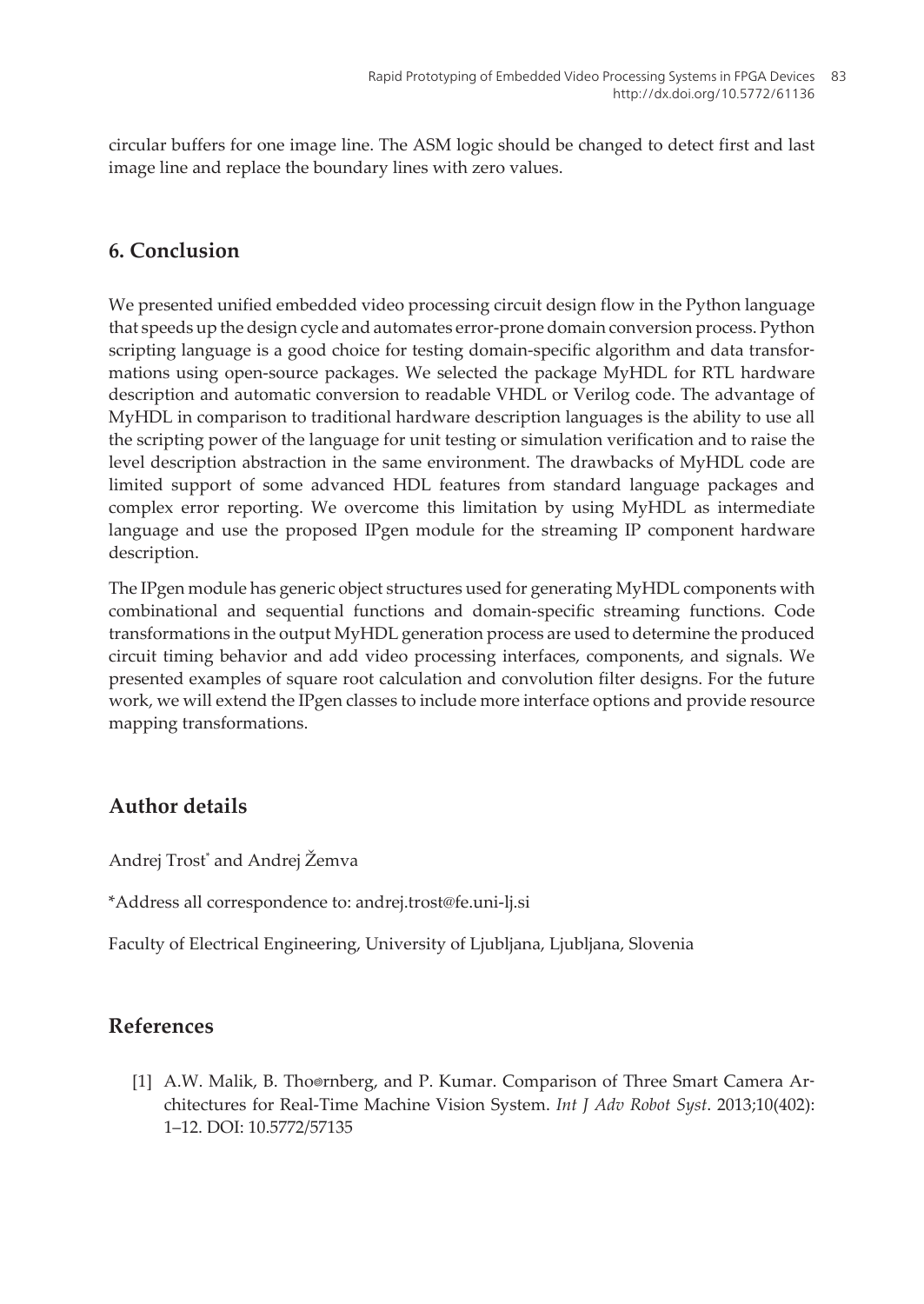circular buffers for one image line. The ASM logic should be changed to detect first and last image line and replace the boundary lines with zero values.

## 6. Conclusion

We presented unified embedded video processing circuit design flow in the Python language that speeds up the design cycle and automates error-prone domain conversion process. Python scripting language is a good choice for testing domain-specific algorithm and data transformations using open-source packages. We selected the package MyHDL for RTL hardware description and automatic conversion to readable VHDL or Verilog code. The advantage of MyHDL in comparison to traditional hardware description languages is the ability to use all the scripting power of the language for unit testing or simulation verification and to raise the level description abstraction in the same environment. The drawbacks of MyHDL code are limited support of some advanced HDL features from standard language packages and complex error reporting. We overcome this limitation by using MyHDL as intermediate language and use the proposed IPgen module for the streaming IP component hardware description.

The IPgen module has generic object structures used for generating MyHDL components with combinational and sequential functions and domain-specific streaming functions. Code transformations in the output MyHDL generation process are used to determine the produced circuit timing behavior and add video processing interfaces, components, and signals. We presented examples of square root calculation and convolution filter designs. For the future work, we will extend the IPgen classes to include more interface options and provide resource mapping transformations.

## Author details

Andrej Trost* and Andrej Žemva

*Address all correspondence to: andrej.trost@fe.uni-lj.si

Faculty of Electrical Engineering, University of Ljubljana, Ljubljana, Slovenia

## References

[1] A.W. Malik, B. Thoörnberg, and P. Kumar. Comparison of Three Smart Camera Architectures for Real-Time Machine Vision System. *Int J Adv Robot Syst*. 2013;10(402): 1–12. DOI: 10.5772/57135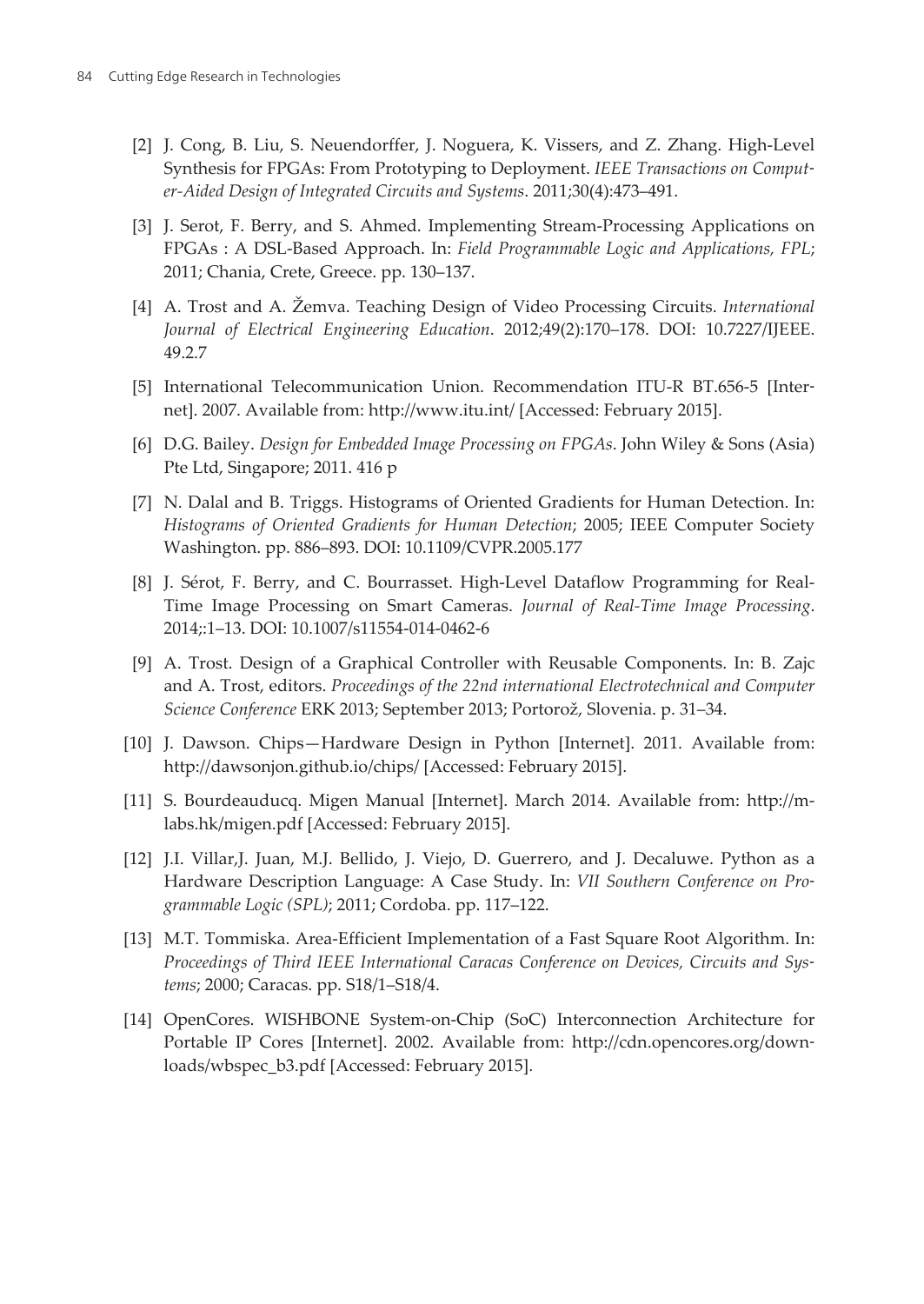[2] J. Cong, B. Liu, S. Neuendorffer, J. Noguera, K. Vissers, and Z. Zhang. High-Level Synthesis for FPGAs: From Prototyping to Deployment. *IEEE Transactions on Computer-Aided Design of Integrated Circuits and Systems*. 2011;30(4):473–491.

[3] J. Serot, F. Berry, and S. Ahmed. Implementing Stream-Processing Applications on FPGAs : A DSL-Based Approach. In: *Field Programmable Logic and Applications, FPL*; 2011; Chania, Crete, Greece. pp. 130–137.

[4] A. Trost and A. Žemva. Teaching Design of Video Processing Circuits. *International Journal of Electrical Engineering Education*. 2012;49(2):170–178. DOI: 10.7227/IJEEE.49.2.7

[5] International Telecommunication Union. Recommendation ITU-R BT.656-5 [Internet]. 2007. Available from: http://www.itu.int/ [Accessed: February 2015].

[6] D.G. Bailey. *Design for Embedded Image Processing on FPGAs*. John Wiley & Sons (Asia) Pte Ltd, Singapore; 2011. 416 p

[7] N. Dalal and B. Triggs. Histograms of Oriented Gradients for Human Detection. In: *Histograms of Oriented Gradients for Human Detection*; 2005; IEEE Computer Society Washington. pp. 886–893. DOI: 10.1109/CVPR.2005.177

[8] J. Sérot, F. Berry, and C. Bourrasset. High-Level Dataflow Programming for Real-Time Image Processing on Smart Cameras. *Journal of Real-Time Image Processing*. 2014;:1–13. DOI: 10.1007/s11554-014-0462-6

[9] A. Trost. Design of a Graphical Controller with Reusable Components. In: B. Zajc and A. Trost, editors. *Proceedings of the 22nd international Electrotechnical and Computer Science Conference* ERK 2013; September 2013; Portorož, Slovenia. p. 31–34.

[10] J. Dawson. Chips—Hardware Design in Python [Internet]. 2011. Available from: http://dawsonjon.github.io/chips/ [Accessed: February 2015].

[11] S. Bourdeauducq. Migen Manual [Internet]. March 2014. Available from: http://m-labs.hk/migen.pdf [Accessed: February 2015].

[12] J.I. Villar,J. Juan, M.J. Bellido, J. Viejo, D. Guerrero, and J. Decaluwe. Python as a Hardware Description Language: A Case Study. In: *VII Southern Conference on Programmable Logic (SPL)*; 2011; Cordoba. pp. 117–122.

[13] M.T. Tommiska. Area-Efficient Implementation of a Fast Square Root Algorithm. In: *Proceedings of Third IEEE International Caracas Conference on Devices, Circuits and Systems*; 2000; Caracas. pp. S18/1–S18/4.

[14] OpenCores. WISHBONE System-on-Chip (SoC) Interconnection Architecture for Portable IP Cores [Internet]. 2002. Available from: http://cdn.opencores.org/downloads/wbspec_b3.pdf [Accessed: February 2015].